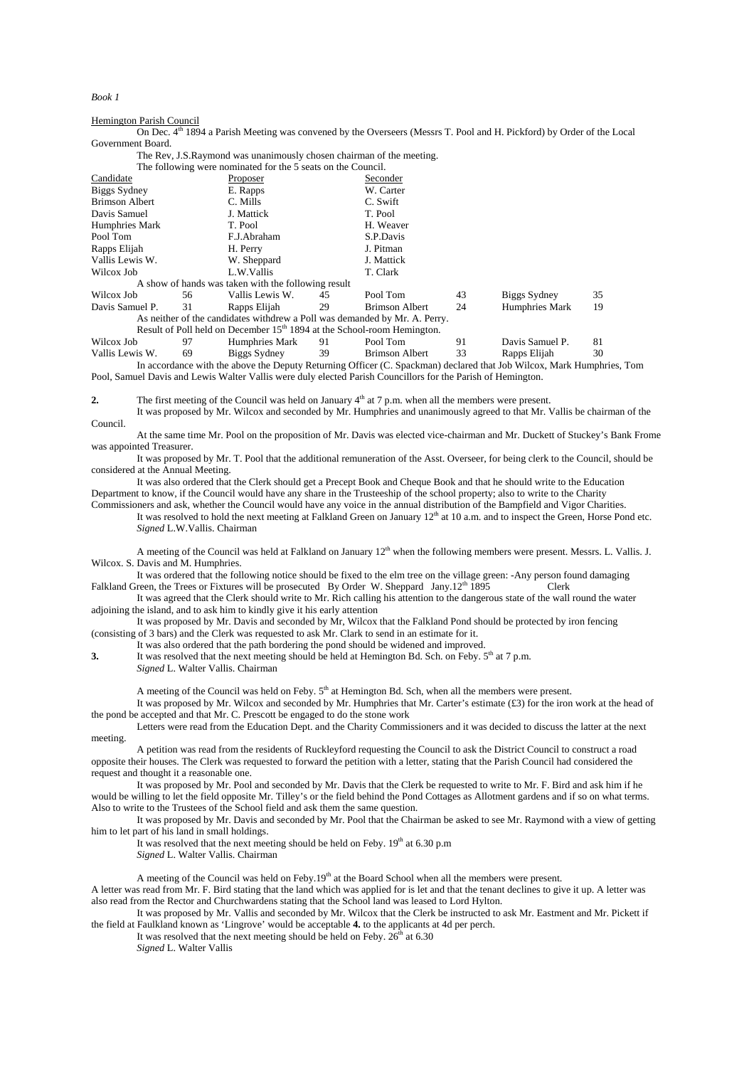*Book 1*

Hemington Parish Council

On Dec. 4th 1894 a Parish Meeting was convened by the Overseers (Messrs T. Pool and H. Pickford) by Order of the Local Government Board.

The Rev, J.S.Raymond was unanimously chosen chairman of the meeting.

The following were nominated for the 5 seats on the Council.

| Candidate | Proposer | Seconder |
|---|---|---|
| Biggs Sydney | E. Rapps | W. Carter |
| Brimson Albert | C. Mills | C. Swift |
| Davis Samuel | J. Mattick | T. Pool |
| Humphries Mark | T. Pool | H. Weaver |
| Pool Tom | F.J.Abraham | S.P.Davis |
| Rapps Elijah | H. Perry | J. Pitman |
| Vallis Lewis W. | W. Sheppard | J. Mattick |
| Wilcox Job | L.W.Vallis | T. Clark |

A show of hands was taken with the following result

| | | | | | | | |
|---|---|---|---|---|---|---|---|
| Wilcox Job | 56 | Vallis Lewis W. | 45 | Pool Tom | 43 | Biggs Sydney | 35 |
| Davis Samuel P. | 31 | Rapps Elijah | 29 | Brimson Albert | 24 | Humphries Mark | 19 |

As neither of the candidates withdrew a Poll was demanded by Mr. A. Perry.

Result of Poll held on December 15th 1894 at the School-room Hemington.

| | | | | | | | |
|---|---|---|---|---|---|---|---|
| Wilcox Job | 97 | Humphries Mark | 91 | Pool Tom | 91 | Davis Samuel P. | 81 |
| Vallis Lewis W. | 69 | Biggs Sydney | 39 | Brimson Albert | 33 | Rapps Elijah | 30 |

In accordance with the above the Deputy Returning Officer (C. Spackman) declared that Job Wilcox, Mark Humphries, Tom Pool, Samuel Davis and Lewis Walter Vallis were duly elected Parish Councillors for the Parish of Hemington.

**2.** The first meeting of the Council was held on January 4th at 7 p.m. when all the members were present.

It was proposed by Mr. Wilcox and seconded by Mr. Humphries and unanimously agreed to that Mr. Vallis be chairman of the Council.

At the same time Mr. Pool on the proposition of Mr. Davis was elected vice-chairman and Mr. Duckett of Stuckey's Bank Frome was appointed Treasurer.

It was proposed by Mr. T. Pool that the additional remuneration of the Asst. Overseer, for being clerk to the Council, should be considered at the Annual Meeting.

It was also ordered that the Clerk should get a Precept Book and Cheque Book and that he should write to the Education Department to know, if the Council would have any share in the Trusteeship of the school property; also to write to the Charity Commissioners and ask, whether the Council would have any voice in the annual distribution of the Bampfield and Vigor Charities.

It was resolved to hold the next meeting at Falkland Green on January 12th at 10 a.m. and to inspect the Green, Horse Pond etc.

*Signed* L.W.Vallis. Chairman

A meeting of the Council was held at Falkland on January 12th when the following members were present. Messrs. L. Vallis. J. Wilcox. S. Davis and M. Humphries.

It was ordered that the following notice should be fixed to the elm tree on the village green: -Any person found damaging Falkland Green, the Trees or Fixtures will be prosecuted By Order W. Sheppard Jany.12th 1895 Clerk

It was agreed that the Clerk should write to Mr. Rich calling his attention to the dangerous state of the wall round the water adjoining the island, and to ask him to kindly give it his early attention

It was proposed by Mr. Davis and seconded by Mr, Wilcox that the Falkland Pond should be protected by iron fencing (consisting of 3 bars) and the Clerk was requested to ask Mr. Clark to send in an estimate for it.

It was also ordered that the path bordering the pond should be widened and improved.

**3.** It was resolved that the next meeting should be held at Hemington Bd. Sch. on Feby. 5th at 7 p.m.

*Signed* L. Walter Vallis. Chairman

A meeting of the Council was held on Feby. 5th at Hemington Bd. Sch, when all the members were present.

It was proposed by Mr. Wilcox and seconded by Mr. Humphries that Mr. Carter's estimate (£3) for the iron work at the head of the pond be accepted and that Mr. C. Prescott be engaged to do the stone work

Letters were read from the Education Dept. and the Charity Commissioners and it was decided to discuss the latter at the next meeting.

A petition was read from the residents of Ruckleyford requesting the Council to ask the District Council to construct a road opposite their houses. The Clerk was requested to forward the petition with a letter, stating that the Parish Council had considered the request and thought it a reasonable one.

It was proposed by Mr. Pool and seconded by Mr. Davis that the Clerk be requested to write to Mr. F. Bird and ask him if he would be willing to let the field opposite Mr. Tilley's or the field behind the Pond Cottages as Allotment gardens and if so on what terms. Also to write to the Trustees of the School field and ask them the same question.

It was proposed by Mr. Davis and seconded by Mr. Pool that the Chairman be asked to see Mr. Raymond with a view of getting him to let part of his land in small holdings.

It was resolved that the next meeting should be held on Feby. 19th at 6.30 p.m

*Signed* L. Walter Vallis. Chairman

A meeting of the Council was held on Feby.19th at the Board School when all the members were present.

A letter was read from Mr. F. Bird stating that the land which was applied for is let and that the tenant declines to give it up. A letter was also read from the Rector and Churchwardens stating that the School land was leased to Lord Hylton.

It was proposed by Mr. Vallis and seconded by Mr. Wilcox that the Clerk be instructed to ask Mr. Eastment and Mr. Pickett if the field at Faulkland known as 'Lingrove' would be acceptable **4.** to the applicants at 4d per perch.

It was resolved that the next meeting should be held on Feby. 26th at 6.30

*Signed* L. Walter Vallis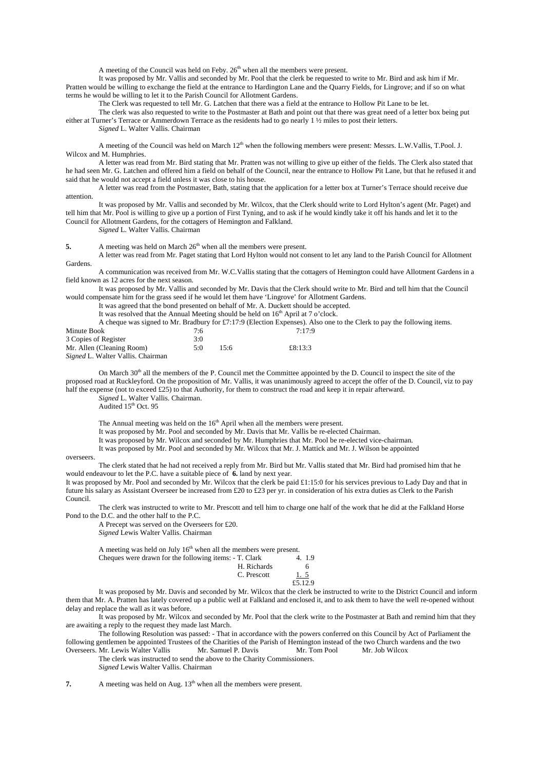A meeting of the Council was held on Feby. 26th when all the members were present.

It was proposed by Mr. Vallis and seconded by Mr. Pool that the clerk be requested to write to Mr. Bird and ask him if Mr. Pratten would be willing to exchange the field at the entrance to Hardington Lane and the Quarry Fields, for Lingrove; and if so on what terms he would be willing to let it to the Parish Council for Allotment Gardens.

The Clerk was requested to tell Mr. G. Latchen that there was a field at the entrance to Hollow Pit Lane to be let.

The clerk was also requested to write to the Postmaster at Bath and point out that there was great need of a letter box being put either at Turner's Terrace or Ammerdown Terrace as the residents had to go nearly 1 ½ miles to post their letters.

*Signed* L. Walter Vallis. Chairman

A meeting of the Council was held on March 12th when the following members were present: Messrs. L.W.Vallis, T.Pool. J. Wilcox and M. Humphries.

A letter was read from Mr. Bird stating that Mr. Pratten was not willing to give up either of the fields. The Clerk also stated that he had seen Mr. G. Latchen and offered him a field on behalf of the Council, near the entrance to Hollow Pit Lane, but that he refused it and said that he would not accept a field unless it was close to his house.

A letter was read from the Postmaster, Bath, stating that the application for a letter box at Turner's Terrace should receive due attention.

It was proposed by Mr. Vallis and seconded by Mr. Wilcox, that the Clerk should write to Lord Hylton's agent (Mr. Paget) and tell him that Mr. Pool is willing to give up a portion of First Tyning, and to ask if he would kindly take it off his hands and let it to the Council for Allotment Gardens, for the cottagers of Hemington and Falkland.

*Signed* L. Walter Vallis. Chairman

**5.** A meeting was held on March 26th when all the members were present.

A letter was read from Mr. Paget stating that Lord Hylton would not consent to let any land to the Parish Council for Allotment Gardens.

A communication was received from Mr. W.C.Vallis stating that the cottagers of Hemington could have Allotment Gardens in a field known as 12 acres for the next season.

It was proposed by Mr. Vallis and seconded by Mr. Davis that the Clerk should write to Mr. Bird and tell him that the Council would compensate him for the grass seed if he would let them have 'Lingrove' for Allotment Gardens.

It was agreed that the bond presented on behalf of Mr. A. Duckett should be accepted.

It was resolved that the Annual Meeting should be held on 16th April at 7 o'clock.

A cheque was signed to Mr. Bradbury for £7:17:9 (Election Expenses). Also one to the Clerk to pay the following items.

| | | | |
|---|---|---|---|
| Minute Book | 7:6 | | 7:17:9 |
| 3 Copies of Register | 3:0 | | |
| Mr. Allen (Cleaning Room) | 5:0 | 15:6 | £8:13:3 |

*Signed* L. Walter Vallis. Chairman

On March 30th all the members of the P. Council met the Committee appointed by the D. Council to inspect the site of the proposed road at Ruckleyford. On the proposition of Mr. Vallis, it was unanimously agreed to accept the offer of the D. Council, viz to pay half the expense (not to exceed £25) to that Authority, for them to construct the road and keep it in repair afterward.

*Signed* L. Walter Vallis. Chairman.
Audited 15th Oct. 95

The Annual meeting was held on the 16th April when all the members were present.

It was proposed by Mr. Pool and seconded by Mr. Davis that Mr. Vallis be re-elected Chairman.

It was proposed by Mr. Wilcox and seconded by Mr. Humphries that Mr. Pool be re-elected vice-chairman.

It was proposed by Mr. Pool and seconded by Mr. Wilcox that Mr. J. Mattick and Mr. J. Wilson be appointed overseers.

The clerk stated that he had not received a reply from Mr. Bird but Mr. Vallis stated that Mr. Bird had promised him that he would endeavour to let the P.C. have a suitable piece of **6.** land by next year.

It was proposed by Mr. Pool and seconded by Mr. Wilcox that the clerk be paid £1:15:0 for his services previous to Lady Day and that in future his salary as Assistant Overseer be increased from £20 to £23 per yr. in consideration of his extra duties as Clerk to the Parish Council.

The clerk was instructed to write to Mr. Prescott and tell him to charge one half of the work that he did at the Falkland Horse Pond to the D.C. and the other half to the P.C.

A Precept was served on the Overseers for £20.

*Signed* Lewis Walter Vallis. Chairman

A meeting was held on July 16th when all the members were present.

| | | |
|---|---|---|
| Cheques were drawn for the following items: - | T. Clark | 4. 1.9 |
| | H. Richards | 6 |
| | C. Prescott | 1. 5 |
| | | £5.12.9 |

It was proposed by Mr. Davis and seconded by Mr. Wilcox that the clerk be instructed to write to the District Council and inform them that Mr. A. Pratten has lately covered up a public well at Falkland and enclosed it, and to ask them to have the well re-opened without delay and replace the wall as it was before.

It was proposed by Mr. Wilcox and seconded by Mr. Pool that the clerk write to the Postmaster at Bath and remind him that they are awaiting a reply to the request they made last March.

The following Resolution was passed: - That in accordance with the powers conferred on this Council by Act of Parliament the following gentlemen be appointed Trustees of the Charities of the Parish of Hemington instead of the two Church wardens and the two Overseers. Mr. Lewis Walter Vallis   Mr. Samuel P. Davis   Mr. Tom Pool   Mr. Job Wilcox

The clerk was instructed to send the above to the Charity Commissioners.

*Signed* Lewis Walter Vallis. Chairman

**7.** A meeting was held on Aug. 13th when all the members were present.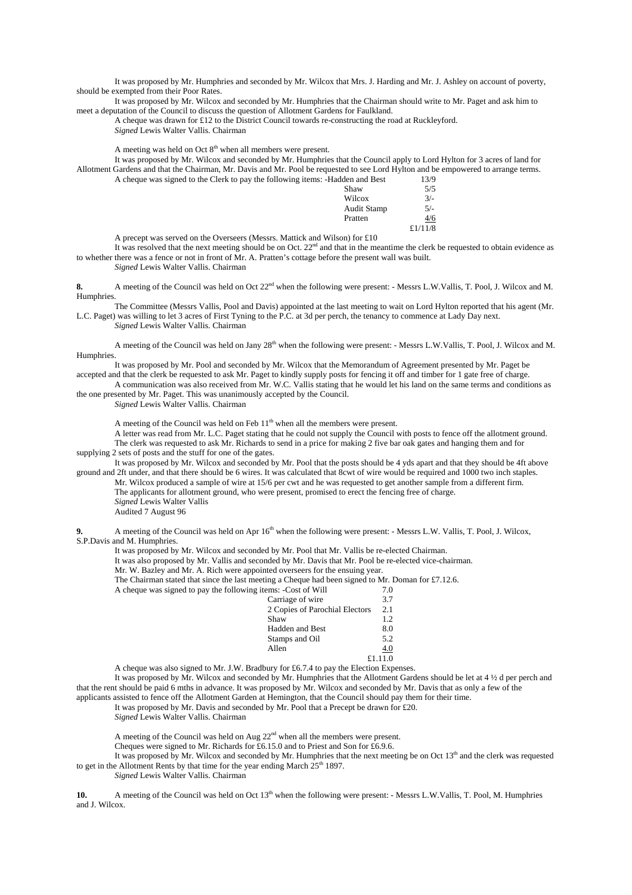It was proposed by Mr. Humphries and seconded by Mr. Wilcox that Mrs. J. Harding and Mr. J. Ashley on account of poverty, should be exempted from their Poor Rates.

It was proposed by Mr. Wilcox and seconded by Mr. Humphries that the Chairman should write to Mr. Paget and ask him to meet a deputation of the Council to discuss the question of Allotment Gardens for Faulkland.

A cheque was drawn for £12 to the District Council towards re-constructing the road at Ruckleyford.

*Signed* Lewis Walter Vallis. Chairman

A meeting was held on Oct 8th when all members were present.

It was proposed by Mr. Wilcox and seconded by Mr. Humphries that the Council apply to Lord Hylton for 3 acres of land for Allotment Gardens and that the Chairman, Mr. Davis and Mr. Pool be requested to see Lord Hylton and be empowered to arrange terms.

A cheque was signed to the Clerk to pay the following items: -

| | |
|---|---|
| Hadden and Best | 13/9 |
| Shaw | 5/5 |
| Wilcox | 3/- |
| Audit Stamp | 5/- |
| Pratten | 4/6 |
| | £1/11/8 |

A precept was served on the Overseers (Messrs. Mattick and Wilson) for £10

It was resolved that the next meeting should be on Oct. 22nd and that in the meantime the clerk be requested to obtain evidence as to whether there was a fence or not in front of Mr. A. Pratten's cottage before the present wall was built.

*Signed* Lewis Walter Vallis. Chairman

**8.** A meeting of the Council was held on Oct 22nd when the following were present: - Messrs L.W.Vallis, T. Pool, J. Wilcox and M. Humphries.

The Committee (Messrs Vallis, Pool and Davis) appointed at the last meeting to wait on Lord Hylton reported that his agent (Mr. L.C. Paget) was willing to let 3 acres of First Tyning to the P.C. at 3d per perch, the tenancy to commence at Lady Day next.

*Signed* Lewis Walter Vallis. Chairman

A meeting of the Council was held on Jany 28th when the following were present: - Messrs L.W.Vallis, T. Pool, J. Wilcox and M. Humphries.

It was proposed by Mr. Pool and seconded by Mr. Wilcox that the Memorandum of Agreement presented by Mr. Paget be accepted and that the clerk be requested to ask Mr. Paget to kindly supply posts for fencing it off and timber for 1 gate free of charge.

A communication was also received from Mr. W.C. Vallis stating that he would let his land on the same terms and conditions as the one presented by Mr. Paget. This was unanimously accepted by the Council.

*Signed* Lewis Walter Vallis. Chairman

A meeting of the Council was held on Feb 11th when all the members were present.

A letter was read from Mr. L.C. Paget stating that he could not supply the Council with posts to fence off the allotment ground.

The clerk was requested to ask Mr. Richards to send in a price for making 2 five bar oak gates and hanging them and for supplying 2 sets of posts and the stuff for one of the gates.

It was proposed by Mr. Wilcox and seconded by Mr. Pool that the posts should be 4 yds apart and that they should be 4ft above ground and 2ft under, and that there should be 6 wires. It was calculated that 8cwt of wire would be required and 1000 two inch staples.

Mr. Wilcox produced a sample of wire at 15/6 per cwt and he was requested to get another sample from a different firm.

The applicants for allotment ground, who were present, promised to erect the fencing free of charge.

*Signed* Lewis Walter Vallis

Audited 7 August 96

**9.** A meeting of the Council was held on Apr 16th when the following were present: - Messrs L.W. Vallis, T. Pool, J. Wilcox, S.P.Davis and M. Humphries.

It was proposed by Mr. Wilcox and seconded by Mr. Pool that Mr. Vallis be re-elected Chairman.

It was also proposed by Mr. Vallis and seconded by Mr. Davis that Mr. Pool be re-elected vice-chairman.

Mr. W. Bazley and Mr. A. Rich were appointed overseers for the ensuing year.

The Chairman stated that since the last meeting a Cheque had been signed to Mr. Doman for £7.12.6.

A cheque was signed to pay the following items: -

| | |
|---|---|
| Cost of Will | 7.0 |
| Carriage of wire | 3.7 |
| 2 Copies of Parochial Electors | 2.1 |
| Shaw | 1.2 |
| Hadden and Best | 8.0 |
| Stamps and Oil | 5.2 |
| Allen | 4.0 |
| | £1.11.0 |

A cheque was also signed to Mr. J.W. Bradbury for £6.7.4 to pay the Election Expenses.

It was proposed by Mr. Wilcox and seconded by Mr. Humphries that the Allotment Gardens should be let at 4 ½ d per perch and that the rent should be paid 6 mths in advance. It was proposed by Mr. Wilcox and seconded by Mr. Davis that as only a few of the applicants assisted to fence off the Allotment Garden at Hemington, that the Council should pay them for their time.

It was proposed by Mr. Davis and seconded by Mr. Pool that a Precept be drawn for £20.

*Signed* Lewis Walter Vallis. Chairman

A meeting of the Council was held on Aug 22nd when all the members were present.

Cheques were signed to Mr. Richards for £6.15.0 and to Priest and Son for £6.9.6.

It was proposed by Mr. Wilcox and seconded by Mr. Humphries that the next meeting be on Oct 13th and the clerk was requested to get in the Allotment Rents by that time for the year ending March 25th 1897.

*Signed* Lewis Walter Vallis. Chairman

**10.** A meeting of the Council was held on Oct 13th when the following were present: - Messrs L.W.Vallis, T. Pool, M. Humphries and J. Wilcox.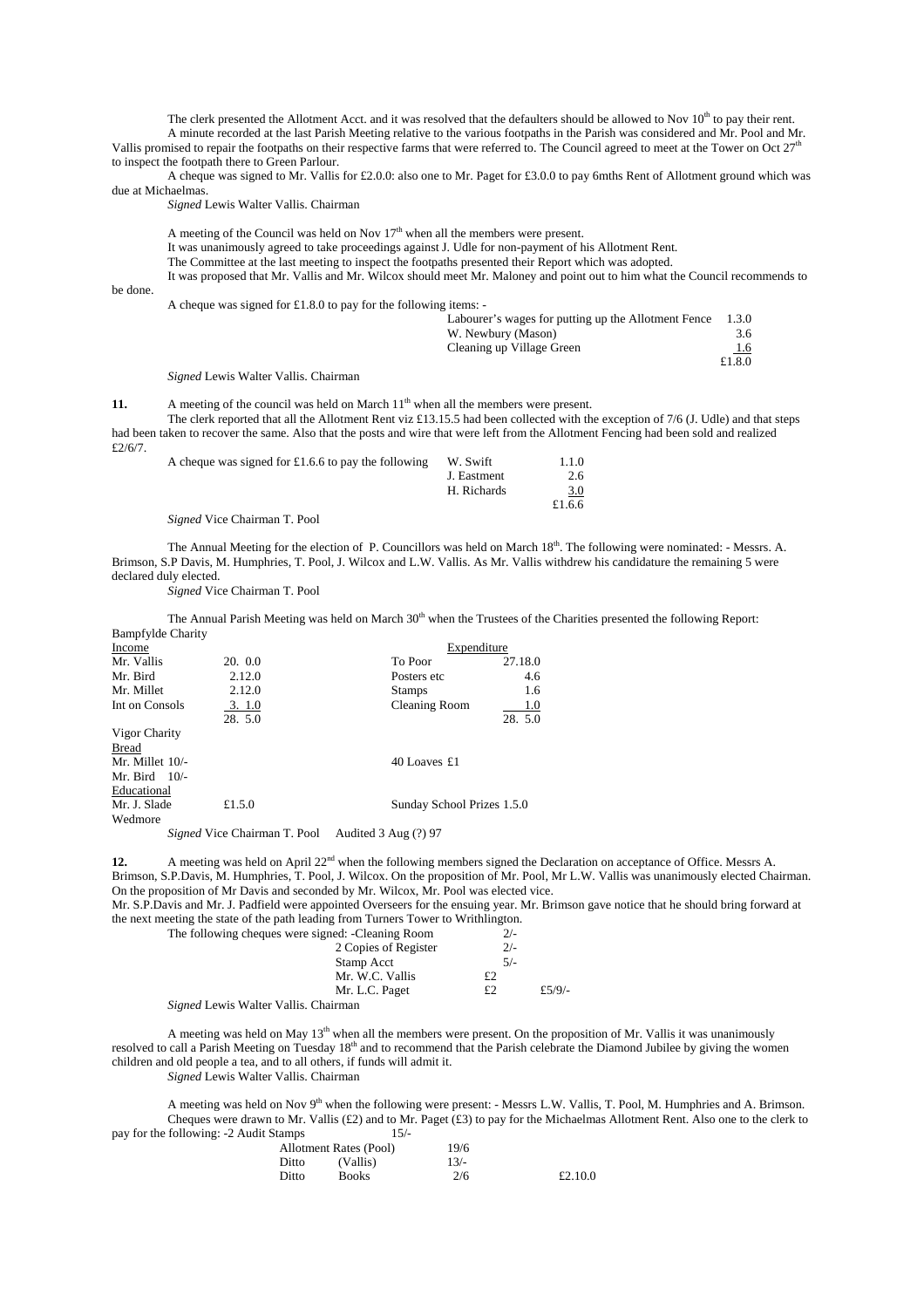The clerk presented the Allotment Acct. and it was resolved that the defaulters should be allowed to Nov 10th to pay their rent.

A minute recorded at the last Parish Meeting relative to the various footpaths in the Parish was considered and Mr. Pool and Mr. Vallis promised to repair the footpaths on their respective farms that were referred to. The Council agreed to meet at the Tower on Oct 27th to inspect the footpath there to Green Parlour.

A cheque was signed to Mr. Vallis for £2.0.0: also one to Mr. Paget for £3.0.0 to pay 6mths Rent of Allotment ground which was due at Michaelmas.

*Signed* Lewis Walter Vallis. Chairman

A meeting of the Council was held on Nov 17th when all the members were present.

It was unanimously agreed to take proceedings against J. Udle for non-payment of his Allotment Rent.

The Committee at the last meeting to inspect the footpaths presented their Report which was adopted.

It was proposed that Mr. Vallis and Mr. Wilcox should meet Mr. Maloney and point out to him what the Council recommends to be done.

A cheque was signed for £1.8.0 to pay for the following items: -

| | |
|---|---|
| Labourer's wages for putting up the Allotment Fence | 1.3.0 |
| W. Newbury (Mason) | 3.6 |
| Cleaning up Village Green | 1.6 |
| | £1.8.0 |

*Signed* Lewis Walter Vallis. Chairman

**11.** A meeting of the council was held on March 11th when all the members were present.

The clerk reported that all the Allotment Rent viz £13.15.5 had been collected with the exception of 7/6 (J. Udle) and that steps had been taken to recover the same. Also that the posts and wire that were left from the Allotment Fencing had been sold and realized £2/6/7.

A cheque was signed for £1.6.6 to pay the following

| | |
|---|---|
| W. Swift | 1.1.0 |
| J. Eastment | 2.6 |
| H. Richards | 3.0 |
| | £1.6.6 |

*Signed* Vice Chairman T. Pool

The Annual Meeting for the election of P. Councillors was held on March 18th. The following were nominated: - Messrs. A. Brimson, S.P Davis, M. Humphries, T. Pool, J. Wilcox and L.W. Vallis. As Mr. Vallis withdrew his candidature the remaining 5 were declared duly elected.

*Signed* Vice Chairman T. Pool

The Annual Parish Meeting was held on March 30th when the Trustees of the Charities presented the following Report:

Bampfylde Charity

| Income | | Expenditure | |
|---|---|---|---|
| Mr. Vallis | 20. 0.0 | To Poor | 27.18.0 |
| Mr. Bird | 2.12.0 | Posters etc | 4.6 |
| Mr. Millet | 2.12.0 | Stamps | 1.6 |
| Int on Consols | 3. 1.0 | Cleaning Room | 1.0 |
| | 28. 5.0 | | 28. 5.0 |

Vigor Charity

| | | | |
|---|---|---|---|
| Bread | | | |
| Mr. Millet 10/- | | 40 Loaves £1 | |
| Mr. Bird 10/- | | | |
| Educational | | | |
| Mr. J. Slade | £1.5.0 | Sunday School Prizes 1.5.0 | |
| Wedmore | | | |

*Signed* Vice Chairman T. Pool    Audited 3 Aug (?) 97

**12.** A meeting was held on April 22nd when the following members signed the Declaration on acceptance of Office. Messrs A. Brimson, S.P.Davis, M. Humphries, T. Pool, J. Wilcox. On the proposition of Mr. Pool, Mr L.W. Vallis was unanimously elected Chairman. On the proposition of Mr Davis and seconded by Mr. Wilcox, Mr. Pool was elected vice.

Mr. S.P.Davis and Mr. J. Padfield were appointed Overseers for the ensuing year. Mr. Brimson gave notice that he should bring forward at the next meeting the state of the path leading from Turners Tower to Writhlington.

The following cheques were signed: -

| | | |
|---|---|---|
| Cleaning Room | 2/- | |
| 2 Copies of Register | 2/- | |
| Stamp Acct | 5/- | |
| Mr. W.C. Vallis | £2 | |
| Mr. L.C. Paget | £2 | £5/9/- |

*Signed* Lewis Walter Vallis. Chairman

A meeting was held on May 13th when all the members were present. On the proposition of Mr. Vallis it was unanimously resolved to call a Parish Meeting on Tuesday 18th and to recommend that the Parish celebrate the Diamond Jubilee by giving the women children and old people a tea, and to all others, if funds will admit it.

*Signed* Lewis Walter Vallis. Chairman

A meeting was held on Nov 9th when the following were present: - Messrs L.W. Vallis, T. Pool, M. Humphries and A. Brimson.

Cheques were drawn to Mr. Vallis (£2) and to Mr. Paget (£3) to pay for the Michaelmas Allotment Rent. Also one to the clerk to pay for the following: -

| | | |
|---|---|---|
| 2 Audit Stamps | 15/- | |
| Allotment Rates (Pool) | 19/6 | |
| Ditto (Vallis) | 13/- | |
| Ditto Books | 2/6 | £2.10.0 |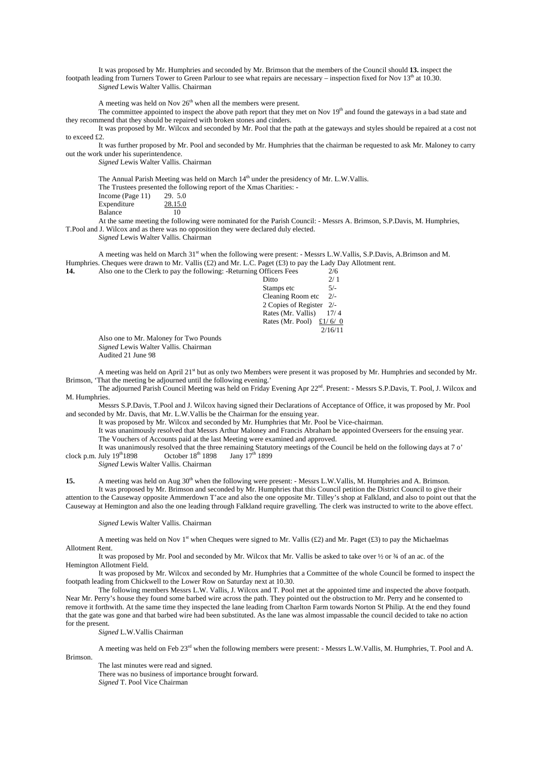It was proposed by Mr. Humphries and seconded by Mr. Brimson that the members of the Council should **13.** inspect the footpath leading from Turners Tower to Green Parlour to see what repairs are necessary – inspection fixed for Nov 13th at 10.30.

*Signed* Lewis Walter Vallis. Chairman

A meeting was held on Nov 26th when all the members were present.

The committee appointed to inspect the above path report that they met on Nov 19th and found the gateways in a bad state and they recommend that they should be repaired with broken stones and cinders.

It was proposed by Mr. Wilcox and seconded by Mr. Pool that the path at the gateways and styles should be repaired at a cost not to exceed £2.

It was further proposed by Mr. Pool and seconded by Mr. Humphries that the chairman be requested to ask Mr. Maloney to carry out the work under his superintendence.

*Signed* Lewis Walter Vallis. Chairman

The Annual Parish Meeting was held on March 14th under the presidency of Mr. L.W.Vallis.

The Trustees presented the following report of the Xmas Charities: -

| | |
|---|---|
| Income (Page 11) | 29. 5.0 |
| Expenditure | 28.15.0 |
| Balance | 10 |

At the same meeting the following were nominated for the Parish Council: - Messrs A. Brimson, S.P.Davis, M. Humphries, T.Pool and J. Wilcox and as there was no opposition they were declared duly elected.

*Signed* Lewis Walter Vallis. Chairman

A meeting was held on March 31st when the following were present: - Messrs L.W.Vallis, S.P.Davis, A.Brimson and M. Humphries. Cheques were drawn to Mr. Vallis (£2) and Mr. L.C. Paget (£3) to pay the Lady Day Allotment rent.

**14.** Also one to the Clerk to pay the following: -

| | |
|---|---|
| Returning Officers Fees | 2/6 |
| Ditto | 2/ 1 |
| Stamps etc | 5/- |
| Cleaning Room etc | 2/- |
| 2 Copies of Register | 2/- |
| Rates (Mr. Vallis) | 17/ 4 |
| Rates (Mr. Pool) | £1/ 6/ 0 |
| | 2/16/11 |

Also one to Mr. Maloney for Two Pounds

*Signed* Lewis Walter Vallis. Chairman

Audited 21 June 98

A meeting was held on April 21st but as only two Members were present it was proposed by Mr. Humphries and seconded by Mr. Brimson, 'That the meeting be adjourned until the following evening.'

The adjourned Parish Council Meeting was held on Friday Evening Apr 22nd. Present: - Messrs S.P.Davis, T. Pool, J. Wilcox and M. Humphries.

Messrs S.P.Davis, T.Pool and J. Wilcox having signed their Declarations of Acceptance of Office, it was proposed by Mr. Pool and seconded by Mr. Davis, that Mr. L.W.Vallis be the Chairman for the ensuing year.

It was proposed by Mr. Wilcox and seconded by Mr. Humphries that Mr. Pool be Vice-chairman.

It was unanimously resolved that Messrs Arthur Maloney and Francis Abraham be appointed Overseers for the ensuing year.

The Vouchers of Accounts paid at the last Meeting were examined and approved.

It was unanimously resolved that the three remaining Statutory meetings of the Council be held on the following days at 7 o' clock p.m. July 19th1898 October 18th 1898 Jany 17th 1899

*Signed* Lewis Walter Vallis. Chairman

**15.** A meeting was held on Aug 30th when the following were present: - Messrs L.W.Vallis, M. Humphries and A. Brimson.

It was proposed by Mr. Brimson and seconded by Mr. Humphries that this Council petition the District Council to give their attention to the Causeway opposite Ammerdown T'ace and also the one opposite Mr. Tilley's shop at Falkland, and also to point out that the Causeway at Hemington and also the one leading through Falkland require gravelling. The clerk was instructed to write to the above effect.

*Signed* Lewis Walter Vallis. Chairman

A meeting was held on Nov 1st when Cheques were signed to Mr. Vallis (£2) and Mr. Paget (£3) to pay the Michaelmas Allotment Rent.

It was proposed by Mr. Pool and seconded by Mr. Wilcox that Mr. Vallis be asked to take over ½ or ¾ of an ac. of the Hemington Allotment Field.

It was proposed by Mr. Wilcox and seconded by Mr. Humphries that a Committee of the whole Council be formed to inspect the footpath leading from Chickwell to the Lower Row on Saturday next at 10.30.

The following members Messrs L.W. Vallis, J. Wilcox and T. Pool met at the appointed time and inspected the above footpath. Near Mr. Perry's house they found some barbed wire across the path. They pointed out the obstruction to Mr. Perry and he consented to remove it forthwith. At the same time they inspected the lane leading from Charlton Farm towards Norton St Philip. At the end they found that the gate was gone and that barbed wire had been substituted. As the lane was almost impassable the council decided to take no action for the present.

*Signed* L.W.Vallis Chairman

A meeting was held on Feb 23rd when the following members were present: - Messrs L.W.Vallis, M. Humphries, T. Pool and A. Brimson.

The last minutes were read and signed.

There was no business of importance brought forward.

*Signed* T. Pool Vice Chairman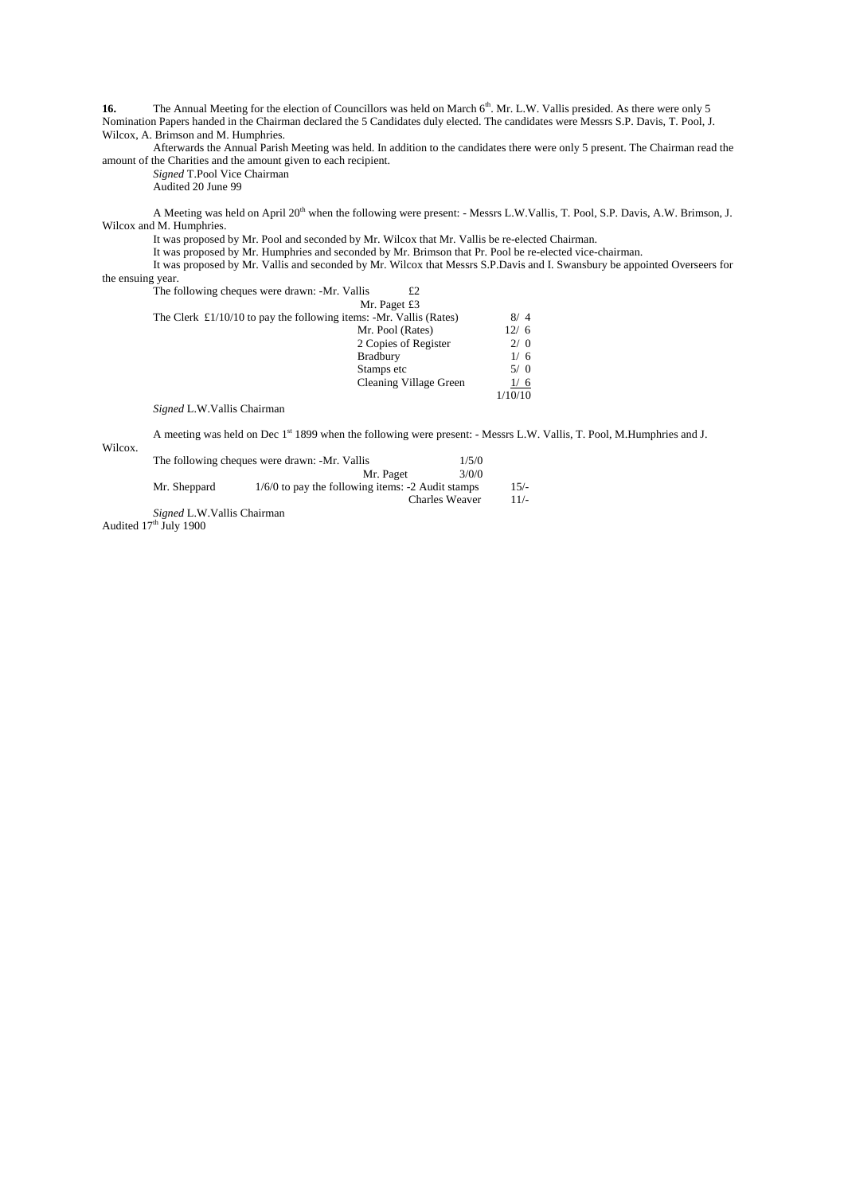**16.** The Annual Meeting for the election of Councillors was held on March 6th. Mr. L.W. Vallis presided. As there were only 5 Nomination Papers handed in the Chairman declared the 5 Candidates duly elected. The candidates were Messrs S.P. Davis, T. Pool, J. Wilcox, A. Brimson and M. Humphries.

Afterwards the Annual Parish Meeting was held. In addition to the candidates there were only 5 present. The Chairman read the amount of the Charities and the amount given to each recipient.

*Signed* T.Pool Vice Chairman

Audited 20 June 99

A Meeting was held on April 20th when the following were present: - Messrs L.W.Vallis, T. Pool, S.P. Davis, A.W. Brimson, J. Wilcox and M. Humphries.

It was proposed by Mr. Pool and seconded by Mr. Wilcox that Mr. Vallis be re-elected Chairman.

It was proposed by Mr. Humphries and seconded by Mr. Brimson that Pr. Pool be re-elected vice-chairman.

It was proposed by Mr. Vallis and seconded by Mr. Wilcox that Messrs S.P.Davis and I. Swansbury be appointed Overseers for the ensuing year.

The following cheques were drawn: -Mr. Vallis £2

Mr. Paget £3

| | | |
|---|---|---|
| The Clerk £1/10/10 to pay the following items: | -Mr. Vallis (Rates) | 8/ 4 |
| | Mr. Pool (Rates) | 12/ 6 |
| | 2 Copies of Register | 2/ 0 |
| | Bradbury | 1/ 6 |
| | Stamps etc | 5/ 0 |
| | Cleaning Village Green | 1/ 6 |
| | | 1/10/10 |

*Signed* L.W.Vallis Chairman

A meeting was held on Dec 1st 1899 when the following were present: - Messrs L.W. Vallis, T. Pool, M.Humphries and J. Wilcox.

The following cheques were drawn: -Mr. Vallis 1/5/0

Mr. Paget 3/0/0

| | | |
|---|---|---|
| Mr. Sheppard 1/6/0 to pay the following items: | -2 Audit stamps | 15/- |
| | Charles Weaver | 11/- |

*Signed* L.W.Vallis Chairman

Audited 17th July 1900